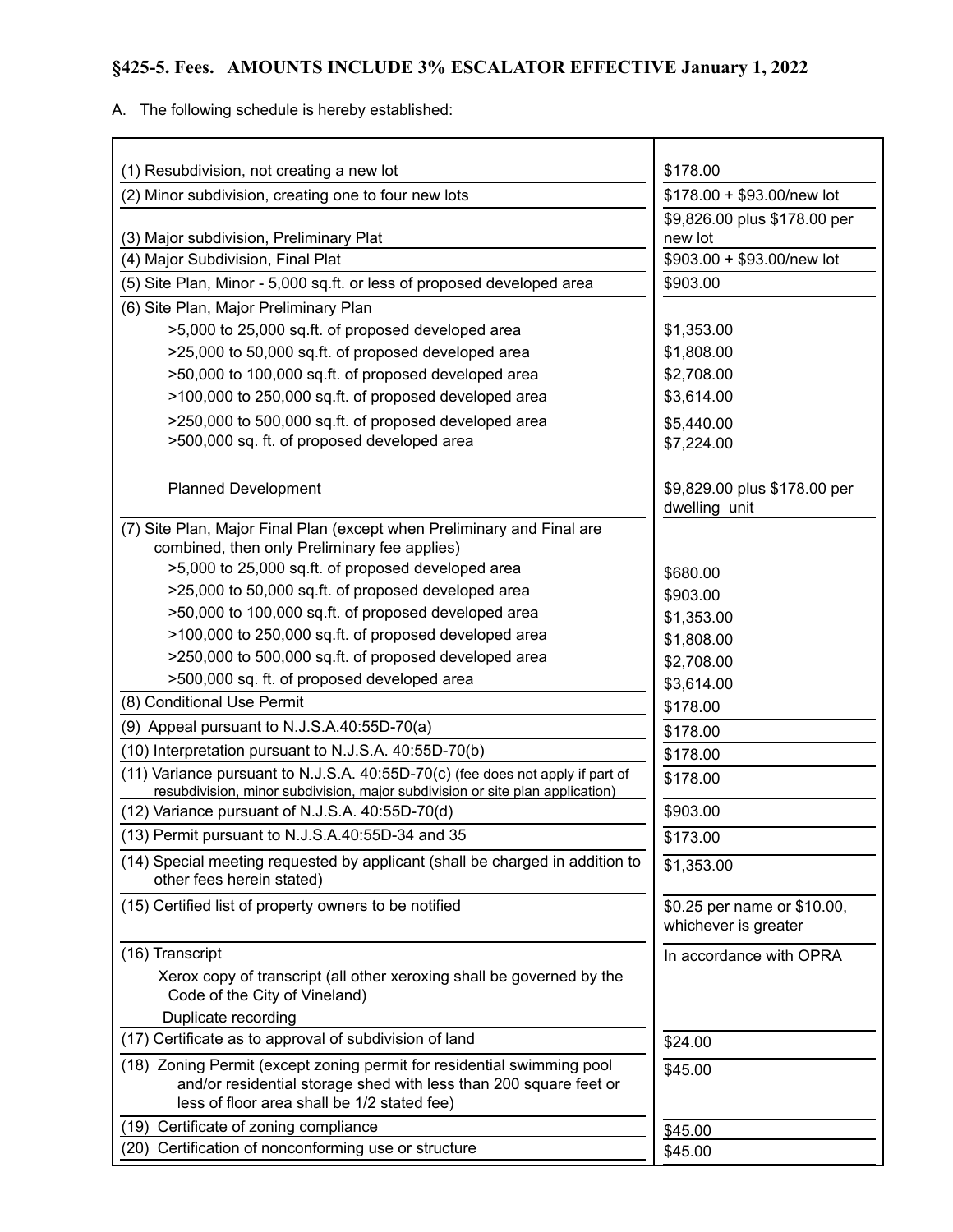## §425-5. Fees. AMOUNTS INCLUDE 3% ESCALATOR EFFECTIVE January 1, 2022

A. The following schedule is hereby established:

| Item | Fee |
|---|---|
| (1) Resubdivision, not creating a new lot | $178.00 |
| (2) Minor subdivision, creating one to four new lots | $178.00 + $93.00/new lot |
| (3) Major subdivision, Preliminary Plat | $9,826.00 plus $178.00 per new lot |
| (4) Major Subdivision, Final Plat | $903.00 + $93.00/new lot |
| (5) Site Plan, Minor - 5,000 sq.ft. or less of proposed developed area | $903.00 |
| (6) Site Plan, Major Preliminary Plan | |
| >5,000 to 25,000 sq.ft. of proposed developed area | $1,353.00 |
| >25,000 to 50,000 sq.ft. of proposed developed area | $1,808.00 |
| >50,000 to 100,000 sq.ft. of proposed developed area | $2,708.00 |
| >100,000 to 250,000 sq.ft. of proposed developed area | $3,614.00 |
| >250,000 to 500,000 sq.ft. of proposed developed area | $5,440.00 |
| >500,000 sq. ft. of proposed developed area | $7,224.00 |
| Planned Development | $9,829.00 plus $178.00 per dwelling unit |
| (7) Site Plan, Major Final Plan (except when Preliminary and Final are combined, then only Preliminary fee applies) | |
| >5,000 to 25,000 sq.ft. of proposed developed area | $680.00 |
| >25,000 to 50,000 sq.ft. of proposed developed area | $903.00 |
| >50,000 to 100,000 sq.ft. of proposed developed area | $1,353.00 |
| >100,000 to 250,000 sq.ft. of proposed developed area | $1,808.00 |
| >250,000 to 500,000 sq.ft. of proposed developed area | $2,708.00 |
| >500,000 sq. ft. of proposed developed area | $3,614.00 |
| (8) Conditional Use Permit | $178.00 |
| (9) Appeal pursuant to N.J.S.A.40:55D-70(a) | $178.00 |
| (10) Interpretation pursuant to N.J.S.A. 40:55D-70(b) | $178.00 |
| (11) Variance pursuant to N.J.S.A. 40:55D-70(c) (fee does not apply if part of resubdivision, minor subdivision, major subdivision or site plan application) | $178.00 |
| (12) Variance pursuant of N.J.S.A. 40:55D-70(d) | $903.00 |
| (13) Permit pursuant to N.J.S.A.40:55D-34 and 35 | $173.00 |
| (14) Special meeting requested by applicant (shall be charged in addition to other fees herein stated) | $1,353.00 |
| (15) Certified list of property owners to be notified | $0.25 per name or $10.00, whichever is greater |
| (16) Transcript<br>Xerox copy of transcript (all other xeroxing shall be governed by the Code of the City of Vineland)<br>Duplicate recording | In accordance with OPRA |
| (17) Certificate as to approval of subdivision of land | $24.00 |
| (18) Zoning Permit (except zoning permit for residential swimming pool and/or residential storage shed with less than 200 square feet or less of floor area shall be 1/2 stated fee) | $45.00 |
| (19) Certificate of zoning compliance | $45.00 |
| (20) Certification of nonconforming use or structure | $45.00 |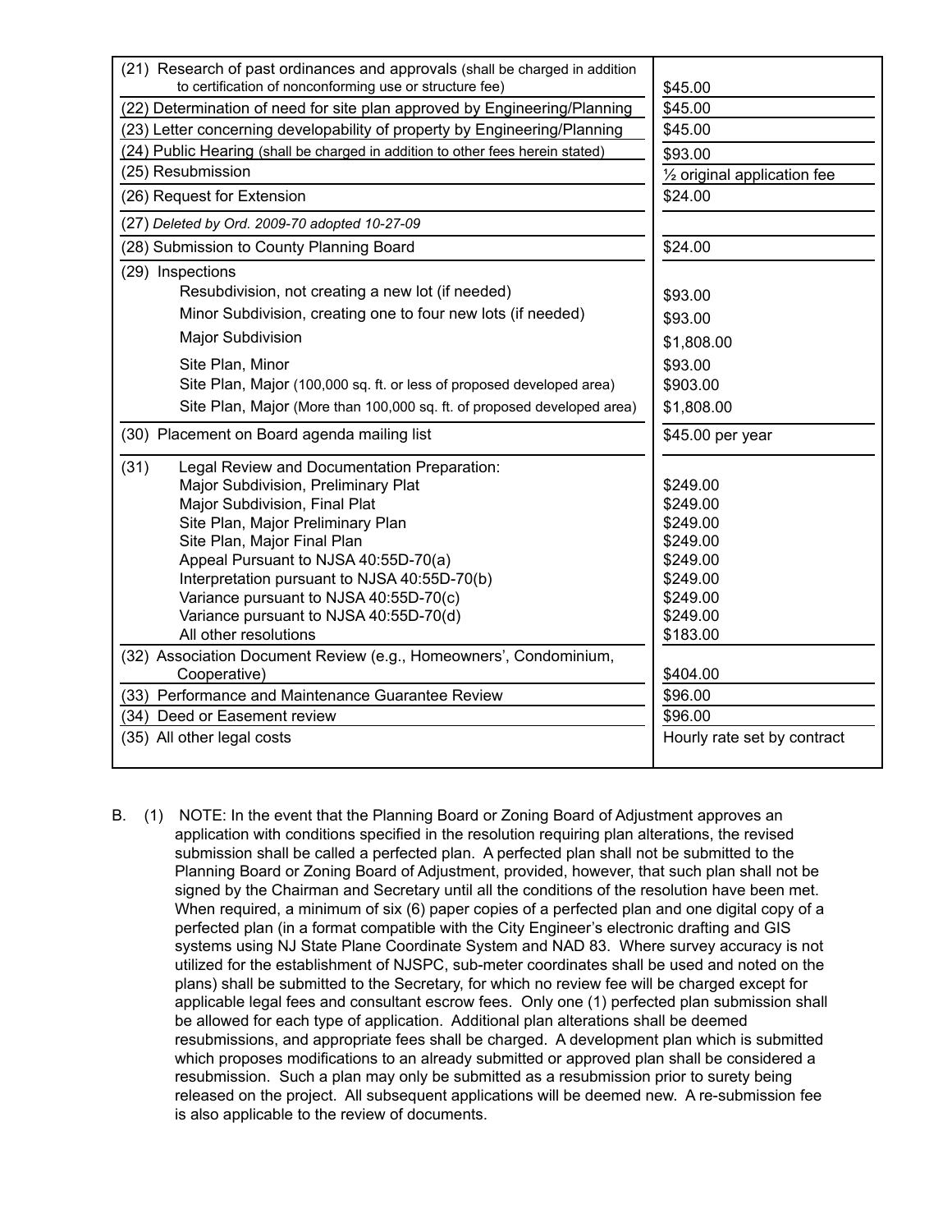| | |
|---|---|
| (21) Research of past ordinances and approvals (shall be charged in addition to certification of nonconforming use or structure fee) | $45.00 |
| (22) Determination of need for site plan approved by Engineering/Planning | $45.00 |
| (23) Letter concerning developability of property by Engineering/Planning | $45.00 |
| (24) Public Hearing (shall be charged in addition to other fees herein stated) | $93.00 |
| (25) Resubmission | ½ original application fee |
| (26) Request for Extension | $24.00 |
| (27) *Deleted by Ord. 2009-70 adopted 10-27-09* | |
| (28) Submission to County Planning Board | $24.00 |
| (29) Inspections | |
| Resubdivision, not creating a new lot (if needed) | $93.00 |
| Minor Subdivision, creating one to four new lots (if needed) | $93.00 |
| Major Subdivision | $1,808.00 |
| Site Plan, Minor | $93.00 |
| Site Plan, Major (100,000 sq. ft. or less of proposed developed area) | $903.00 |
| Site Plan, Major (More than 100,000 sq. ft. of proposed developed area) | $1,808.00 |
| (30) Placement on Board agenda mailing list | $45.00 per year |
| (31) Legal Review and Documentation Preparation: | |
| Major Subdivision, Preliminary Plat | $249.00 |
| Major Subdivision, Final Plat | $249.00 |
| Site Plan, Major Preliminary Plan | $249.00 |
| Site Plan, Major Final Plan | $249.00 |
| Appeal Pursuant to NJSA 40:55D-70(a) | $249.00 |
| Interpretation pursuant to NJSA 40:55D-70(b) | $249.00 |
| Variance pursuant to NJSA 40:55D-70(c) | $249.00 |
| Variance pursuant to NJSA 40:55D-70(d) | $249.00 |
| All other resolutions | $183.00 |
| (32) Association Document Review (e.g., Homeowners', Condominium, Cooperative) | $404.00 |
| (33) Performance and Maintenance Guarantee Review | $96.00 |
| (34) Deed or Easement review | $96.00 |
| (35) All other legal costs | Hourly rate set by contract |

B. (1) NOTE: In the event that the Planning Board or Zoning Board of Adjustment approves an application with conditions specified in the resolution requiring plan alterations, the revised submission shall be called a perfected plan. A perfected plan shall not be submitted to the Planning Board or Zoning Board of Adjustment, provided, however, that such plan shall not be signed by the Chairman and Secretary until all the conditions of the resolution have been met. When required, a minimum of six (6) paper copies of a perfected plan and one digital copy of a perfected plan (in a format compatible with the City Engineer's electronic drafting and GIS systems using NJ State Plane Coordinate System and NAD 83. Where survey accuracy is not utilized for the establishment of NJSPC, sub-meter coordinates shall be used and noted on the plans) shall be submitted to the Secretary, for which no review fee will be charged except for applicable legal fees and consultant escrow fees. Only one (1) perfected plan submission shall be allowed for each type of application. Additional plan alterations shall be deemed resubmissions, and appropriate fees shall be charged. A development plan which is submitted which proposes modifications to an already submitted or approved plan shall be considered a resubmission. Such a plan may only be submitted as a resubmission prior to surety being released on the project. All subsequent applications will be deemed new. A re-submission fee is also applicable to the review of documents.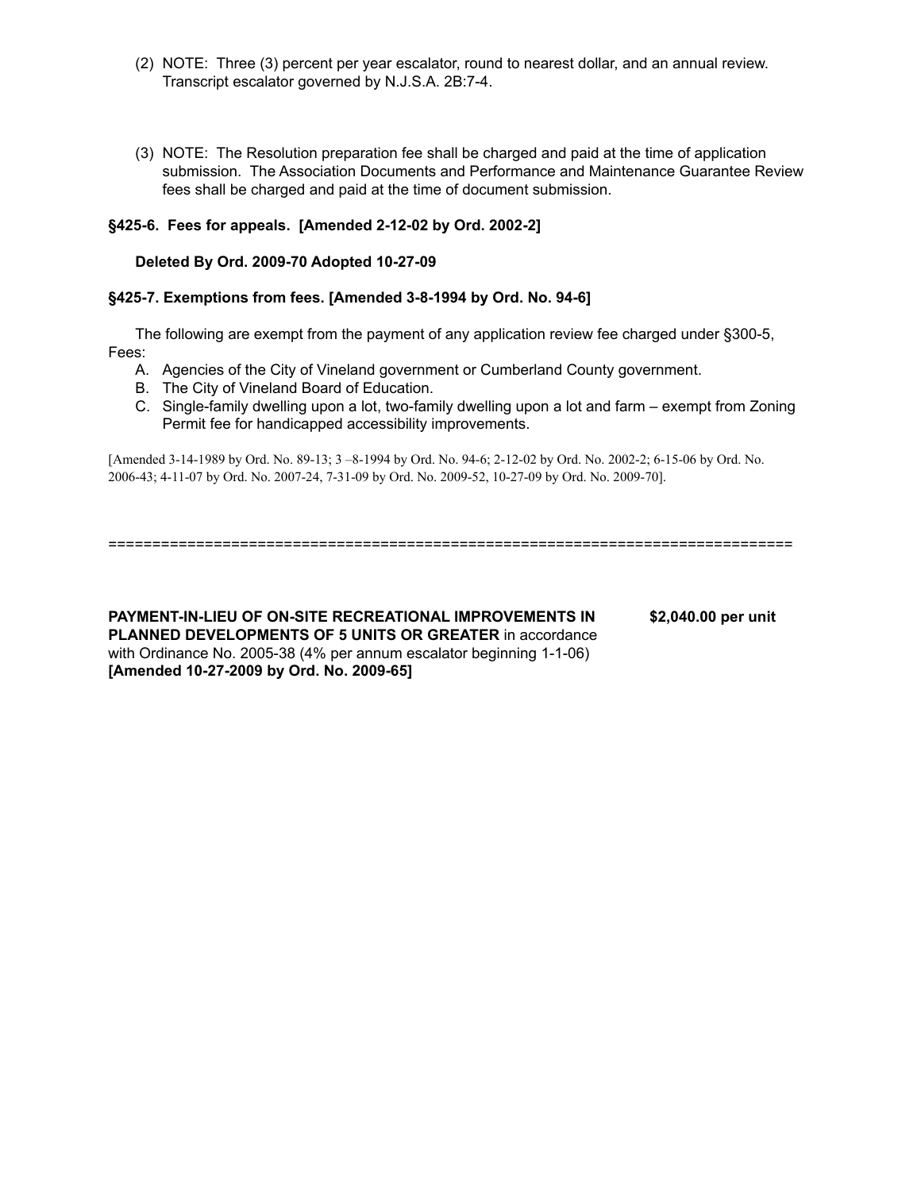(2) NOTE: Three (3) percent per year escalator, round to nearest dollar, and an annual review. Transcript escalator governed by N.J.S.A. 2B:7-4.

(3) NOTE: The Resolution preparation fee shall be charged and paid at the time of application submission. The Association Documents and Performance and Maintenance Guarantee Review fees shall be charged and paid at the time of document submission.

**§425-6. Fees for appeals. [Amended 2-12-02 by Ord. 2002-2]**

**Deleted By Ord. 2009-70 Adopted 10-27-09**

**§425-7. Exemptions from fees. [Amended 3-8-1994 by Ord. No. 94-6]**

The following are exempt from the payment of any application review fee charged under §300-5, Fees:

A. Agencies of the City of Vineland government or Cumberland County government.
B. The City of Vineland Board of Education.
C. Single-family dwelling upon a lot, two-family dwelling upon a lot and farm – exempt from Zoning Permit fee for handicapped accessibility improvements.

[Amended 3-14-1989 by Ord. No. 89-13; 3 –8-1994 by Ord. No. 94-6; 2-12-02 by Ord. No. 2002-2; 6-15-06 by Ord. No. 2006-43; 4-11-07 by Ord. No. 2007-24, 7-31-09 by Ord. No. 2009-52, 10-27-09 by Ord. No. 2009-70].

================================================================================

**PAYMENT-IN-LIEU OF ON-SITE RECREATIONAL IMPROVEMENTS IN PLANNED DEVELOPMENTS OF 5 UNITS OR GREATER** in accordance with Ordinance No. 2005-38 (4% per annum escalator beginning 1-1-06) **[Amended 10-27-2009 by Ord. No. 2009-65]** — **$2,040.00 per unit**